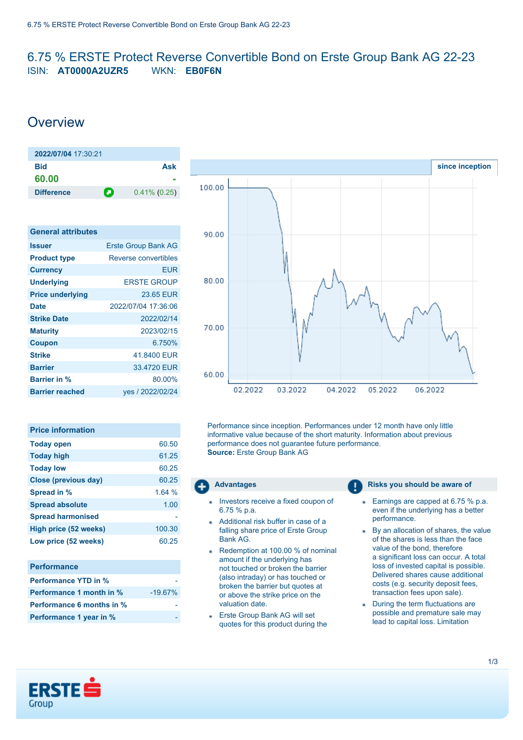# 6.75 % ERSTE Protect Reverse Convertible Bond on Erste Group Bank AG 22-23

ISIN: **AT0000A2UZR5** WKN: **EB0F6N**

## Overview

| 2022/07/04 17:30:21 | |
|---|---|
| **Bid** | **Ask** |
| **60.00** | - |
| **Difference** | 0.41% (0.25) |

| General attributes | |
|---|---|
| **Issuer** | Erste Group Bank AG |
| **Product type** | Reverse convertibles |
| **Currency** | EUR |
| **Underlying** | ERSTE GROUP |
| **Price underlying** | 23.65 EUR |
| **Date** | 2022/07/04 17:36:06 |
| **Strike Date** | 2022/02/14 |
| **Maturity** | 2023/02/15 |
| **Coupon** | 6.750% |
| **Strike** | 41.8400 EUR |
| **Barrier** | 33.4720 EUR |
| **Barrier in %** | 80.00% |
| **Barrier reached** | yes / 2022/02/24 |

| Price information | |
|---|---|
| **Today open** | 60.50 |
| **Today high** | 61.25 |
| **Today low** | 60.25 |
| **Close (previous day)** | 60.25 |
| **Spread in %** | 1.64 % |
| **Spread absolute** | 1.00 |
| **Spread harmonised** | - |
| **High price (52 weeks)** | 100.30 |
| **Low price (52 weeks)** | 60.25 |

| Performance | |
|---|---|
| **Performance YTD in %** | - |
| **Performance 1 month in %** | -19.67% |
| **Performance 6 months in %** | - |
| **Performance 1 year in %** | - |

since inception

Performance since inception. Performances under 12 month have only little informative value because of the short maturity. Information about previous performance does not guarantee future performance.
**Source:** Erste Group Bank AG

### Advantages

- Investors receive a fixed coupon of 6.75 % p.a.
- Additional risk buffer in case of a falling share price of Erste Group Bank AG.
- Redemption at 100.00 % of nominal amount if the underlying has not touched or broken the barrier (also intraday) or has touched or broken the barrier but quotes at or above the strike price on the valuation date.
- Erste Group Bank AG will set quotes for this product during the

### Risks you should be aware of

- Earnings are capped at 6.75 % p.a. even if the underlying has a better performance.
- By an allocation of shares, the value of the shares is less than the face value of the bond, therefore a significant loss can occur. A total loss of invested capital is possible. Delivered shares cause additional costs (e.g. security deposit fees, transaction fees upon sale).
- During the term fluctuations are possible and premature sale may lead to capital loss. Limitation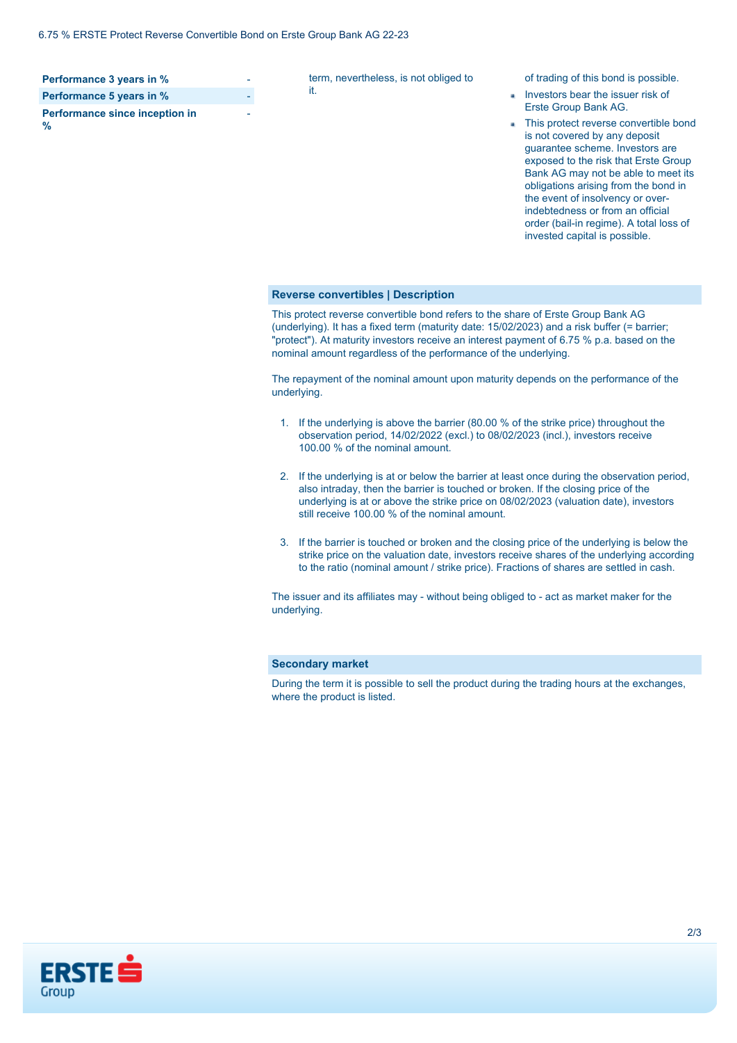| Performance 3 years in % | - |
|---|---|
| Performance 5 years in % | - |
| Performance since inception in % | - |

term, nevertheless, is not obliged to it.

of trading of this bond is possible.

- Investors bear the issuer risk of Erste Group Bank AG.
- This protect reverse convertible bond is not covered by any deposit guarantee scheme. Investors are exposed to the risk that Erste Group Bank AG may not be able to meet its obligations arising from the bond in the event of insolvency or over-indebtedness or from an official order (bail-in regime). A total loss of invested capital is possible.

## Reverse convertibles | Description

This protect reverse convertible bond refers to the share of Erste Group Bank AG (underlying). It has a fixed term (maturity date: 15/02/2023) and a risk buffer (= barrier; "protect"). At maturity investors receive an interest payment of 6.75 % p.a. based on the nominal amount regardless of the performance of the underlying.

The repayment of the nominal amount upon maturity depends on the performance of the underlying.

1. If the underlying is above the barrier (80.00 % of the strike price) throughout the observation period, 14/02/2022 (excl.) to 08/02/2023 (incl.), investors receive 100.00 % of the nominal amount.

2. If the underlying is at or below the barrier at least once during the observation period, also intraday, then the barrier is touched or broken. If the closing price of the underlying is at or above the strike price on 08/02/2023 (valuation date), investors still receive 100.00 % of the nominal amount.

3. If the barrier is touched or broken and the closing price of the underlying is below the strike price on the valuation date, investors receive shares of the underlying according to the ratio (nominal amount / strike price). Fractions of shares are settled in cash.

The issuer and its affiliates may - without being obliged to - act as market maker for the underlying.

## Secondary market

During the term it is possible to sell the product during the trading hours at the exchanges, where the product is listed.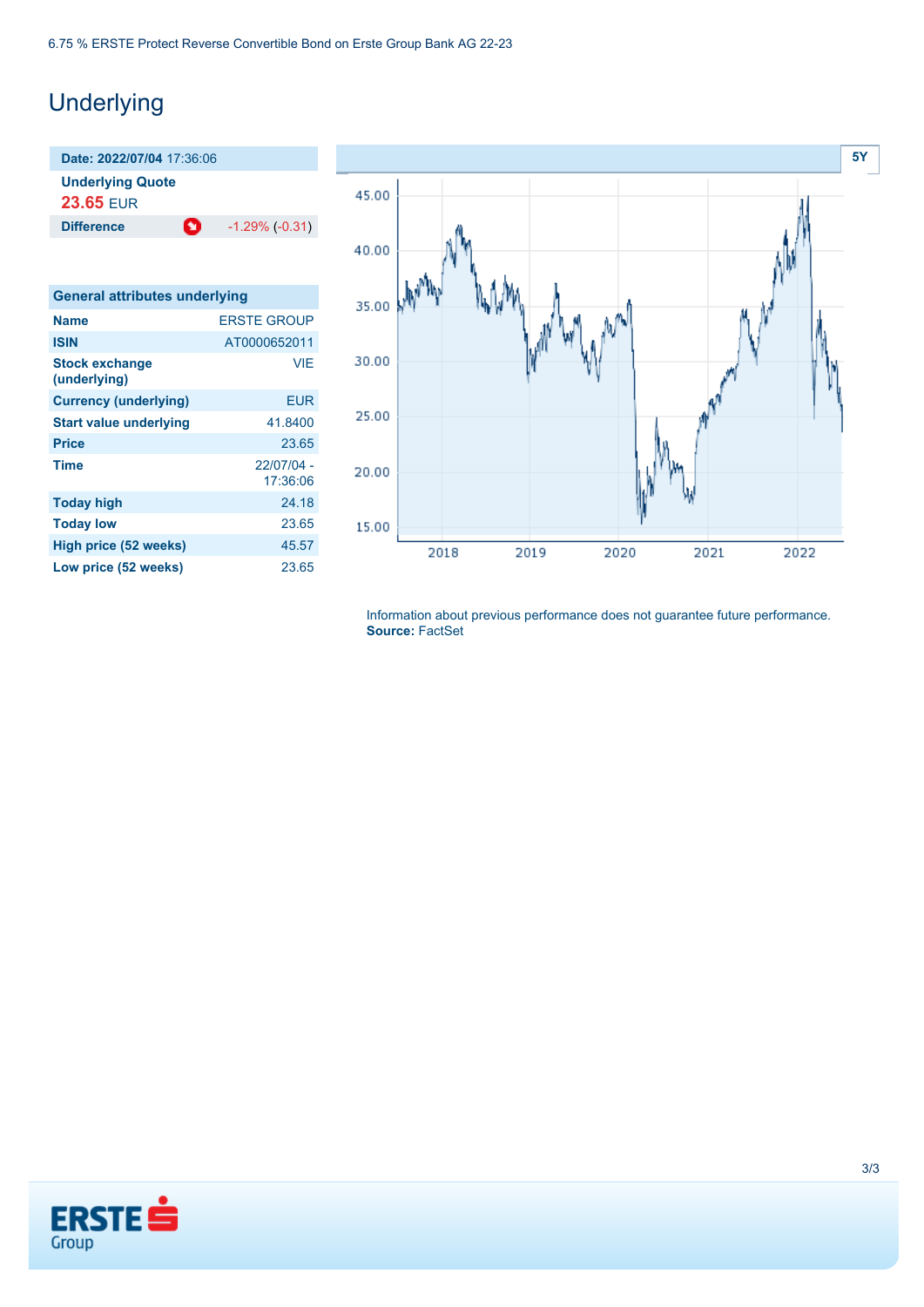# Underlying

**Date: 2022/07/04** 17:36:06

**Underlying Quote**
**23.65** EUR

| **Difference** | -1.29% (-0.31) |
|---|---|

## General attributes underlying

| | |
|---|---|
| **Name** | ERSTE GROUP |
| **ISIN** | AT0000652011 |
| **Stock exchange (underlying)** | VIE |
| **Currency (underlying)** | EUR |
| **Start value underlying** | 41.8400 |
| **Price** | 23.65 |
| **Time** | 22/07/04 - 17:36:06 |
| **Today high** | 24.18 |
| **Today low** | 23.65 |
| **High price (52 weeks)** | 45.57 |
| **Low price (52 weeks)** | 23.65 |

5Y

45.00
40.00
35.00
30.00
25.00
20.00
15.00

2018
2019
2020
2021
2022

Information about previous performance does not guarantee future performance.
**Source:** FactSet